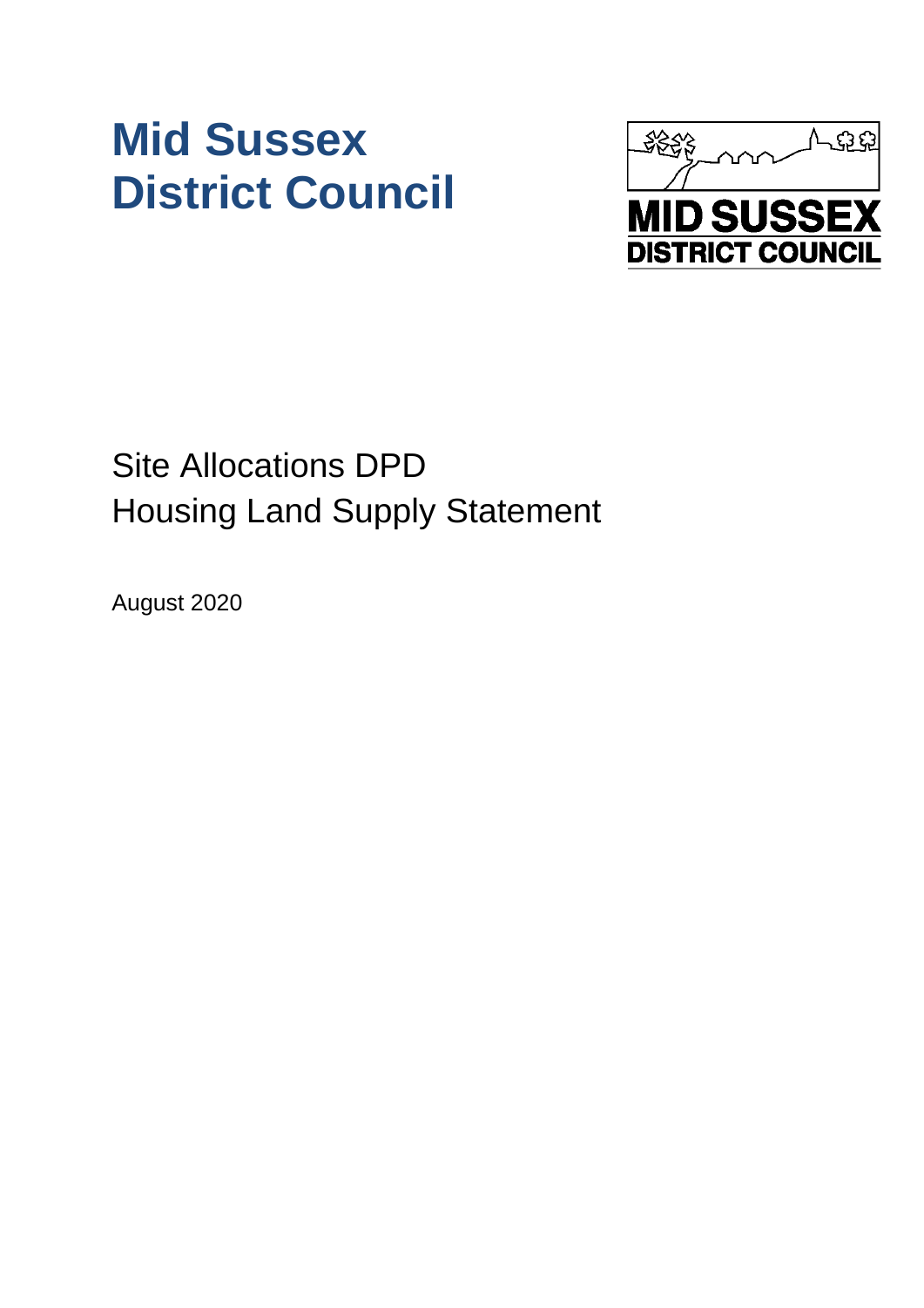# Mid Sussex District Council

MID SUSSEX DISTRICT COUNCIL

## Site Allocations DPD
## Housing Land Supply Statement

August 2020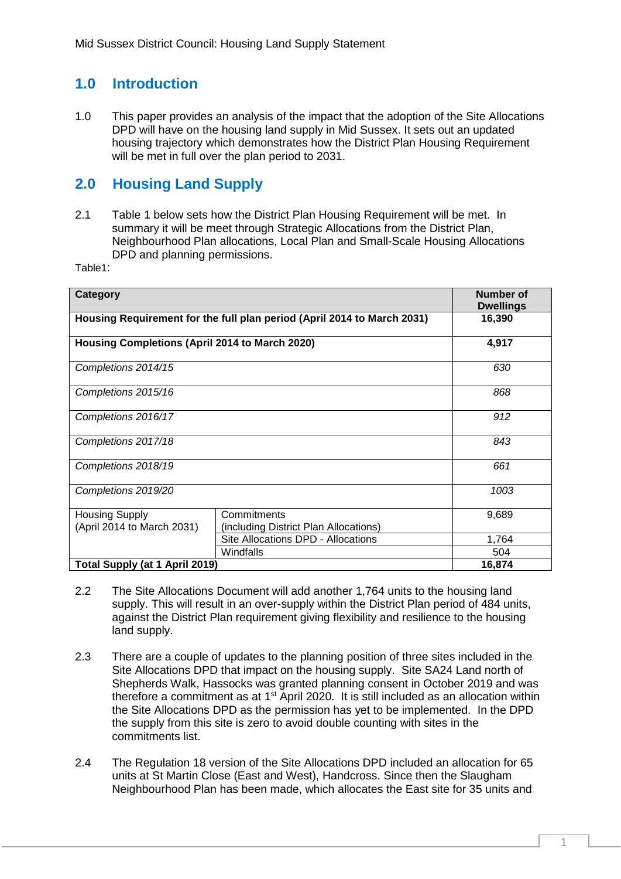## 1.0 Introduction

1.0 This paper provides an analysis of the impact that the adoption of the Site Allocations DPD will have on the housing land supply in Mid Sussex. It sets out an updated housing trajectory which demonstrates how the District Plan Housing Requirement will be met in full over the plan period to 2031.

## 2.0 Housing Land Supply

2.1 Table 1 below sets how the District Plan Housing Requirement will be met. In summary it will be meet through Strategic Allocations from the District Plan, Neighbourhood Plan allocations, Local Plan and Small-Scale Housing Allocations DPD and planning permissions.

Table1:

| Category | | Number of Dwellings |
|---|---|---|
| **Housing Requirement for the full plan period (April 2014 to March 2031)** | | **16,390** |
| **Housing Completions (April 2014 to March 2020)** | | **4,917** |
| *Completions 2014/15* | | *630* |
| *Completions 2015/16* | | *868* |
| *Completions 2016/17* | | *912* |
| *Completions 2017/18* | | *843* |
| *Completions 2018/19* | | *661* |
| *Completions 2019/20* | | *1003* |
| Housing Supply (April 2014 to March 2031) | Commitments (including District Plan Allocations) | 9,689 |
| | Site Allocations DPD - Allocations | 1,764 |
| | Windfalls | 504 |
| **Total Supply (at 1 April 2019)** | | **16,874** |

2.2 The Site Allocations Document will add another 1,764 units to the housing land supply. This will result in an over-supply within the District Plan period of 484 units, against the District Plan requirement giving flexibility and resilience to the housing land supply.

2.3 There are a couple of updates to the planning position of three sites included in the Site Allocations DPD that impact on the housing supply. Site SA24 Land north of Shepherds Walk, Hassocks was granted planning consent in October 2019 and was therefore a commitment as at 1st April 2020. It is still included as an allocation within the Site Allocations DPD as the permission has yet to be implemented. In the DPD the supply from this site is zero to avoid double counting with sites in the commitments list.

2.4 The Regulation 18 version of the Site Allocations DPD included an allocation for 65 units at St Martin Close (East and West), Handcross. Since then the Slaugham Neighbourhood Plan has been made, which allocates the East site for 35 units and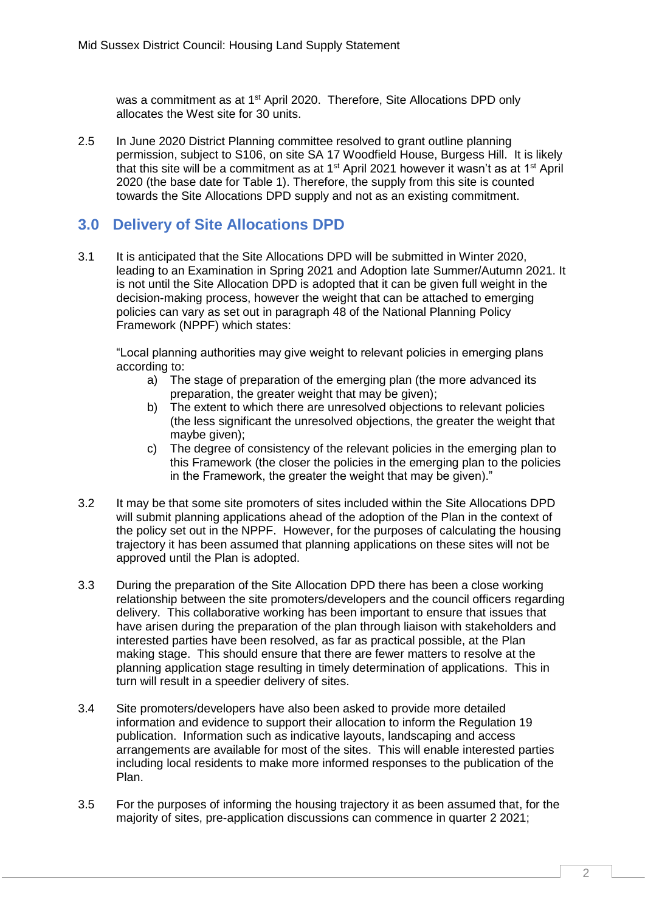was a commitment as at 1st April 2020. Therefore, Site Allocations DPD only allocates the West site for 30 units.

2.5 In June 2020 District Planning committee resolved to grant outline planning permission, subject to S106, on site SA 17 Woodfield House, Burgess Hill. It is likely that this site will be a commitment as at 1st April 2021 however it wasn't as at 1st April 2020 (the base date for Table 1). Therefore, the supply from this site is counted towards the Site Allocations DPD supply and not as an existing commitment.

## 3.0 Delivery of Site Allocations DPD

3.1 It is anticipated that the Site Allocations DPD will be submitted in Winter 2020, leading to an Examination in Spring 2021 and Adoption late Summer/Autumn 2021. It is not until the Site Allocation DPD is adopted that it can be given full weight in the decision-making process, however the weight that can be attached to emerging policies can vary as set out in paragraph 48 of the National Planning Policy Framework (NPPF) which states:

"Local planning authorities may give weight to relevant policies in emerging plans according to:

a) The stage of preparation of the emerging plan (the more advanced its preparation, the greater weight that may be given);
b) The extent to which there are unresolved objections to relevant policies (the less significant the unresolved objections, the greater the weight that maybe given);
c) The degree of consistency of the relevant policies in the emerging plan to this Framework (the closer the policies in the emerging plan to the policies in the Framework, the greater the weight that may be given)."

3.2 It may be that some site promoters of sites included within the Site Allocations DPD will submit planning applications ahead of the adoption of the Plan in the context of the policy set out in the NPPF. However, for the purposes of calculating the housing trajectory it has been assumed that planning applications on these sites will not be approved until the Plan is adopted.

3.3 During the preparation of the Site Allocation DPD there has been a close working relationship between the site promoters/developers and the council officers regarding delivery. This collaborative working has been important to ensure that issues that have arisen during the preparation of the plan through liaison with stakeholders and interested parties have been resolved, as far as practical possible, at the Plan making stage. This should ensure that there are fewer matters to resolve at the planning application stage resulting in timely determination of applications. This in turn will result in a speedier delivery of sites.

3.4 Site promoters/developers have also been asked to provide more detailed information and evidence to support their allocation to inform the Regulation 19 publication. Information such as indicative layouts, landscaping and access arrangements are available for most of the sites. This will enable interested parties including local residents to make more informed responses to the publication of the Plan.

3.5 For the purposes of informing the housing trajectory it as been assumed that, for the majority of sites, pre-application discussions can commence in quarter 2 2021;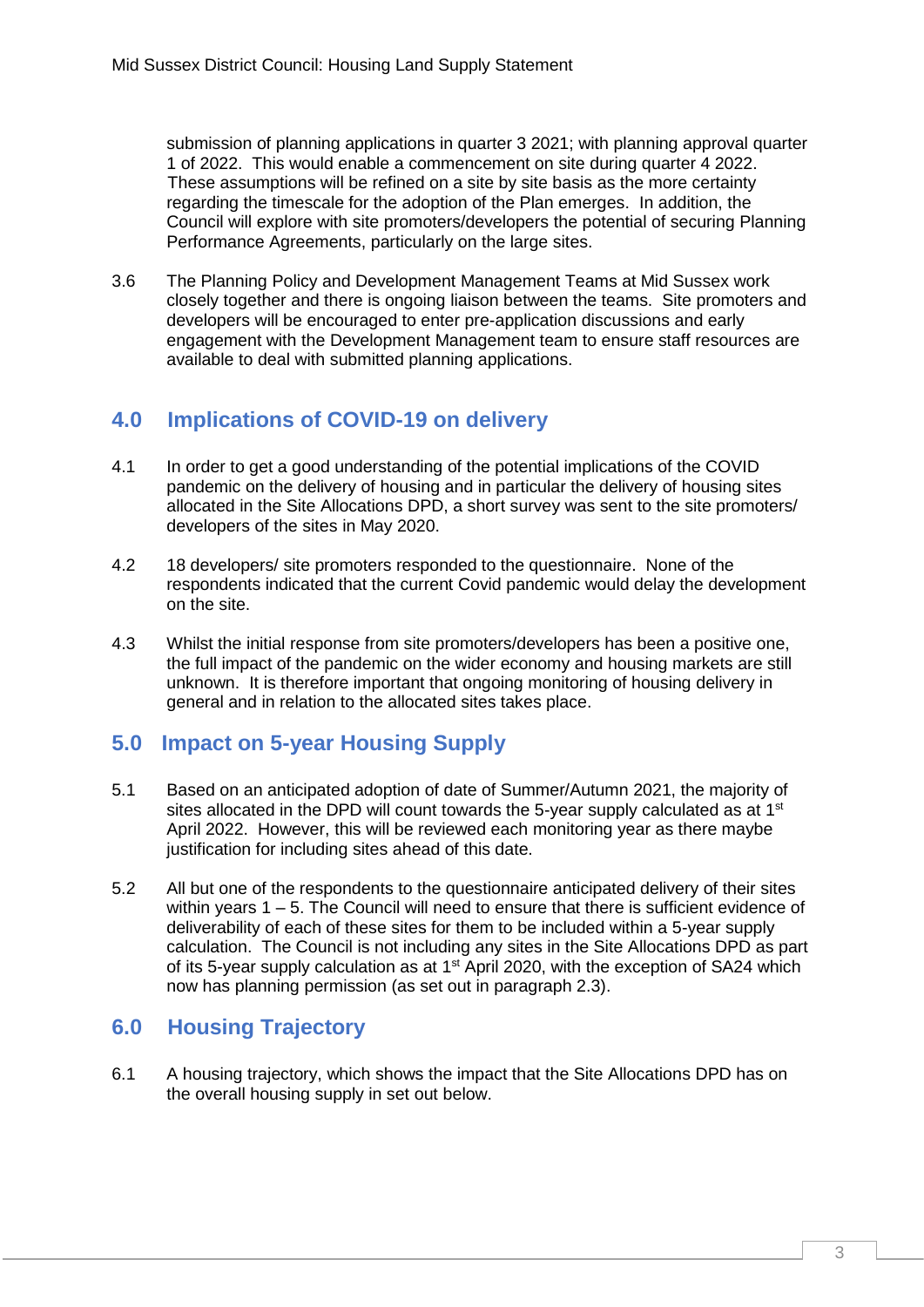submission of planning applications in quarter 3 2021; with planning approval quarter 1 of 2022. This would enable a commencement on site during quarter 4 2022. These assumptions will be refined on a site by site basis as the more certainty regarding the timescale for the adoption of the Plan emerges. In addition, the Council will explore with site promoters/developers the potential of securing Planning Performance Agreements, particularly on the large sites.

3.6 The Planning Policy and Development Management Teams at Mid Sussex work closely together and there is ongoing liaison between the teams. Site promoters and developers will be encouraged to enter pre-application discussions and early engagement with the Development Management team to ensure staff resources are available to deal with submitted planning applications.

## 4.0 Implications of COVID-19 on delivery

4.1 In order to get a good understanding of the potential implications of the COVID pandemic on the delivery of housing and in particular the delivery of housing sites allocated in the Site Allocations DPD, a short survey was sent to the site promoters/ developers of the sites in May 2020.

4.2 18 developers/ site promoters responded to the questionnaire. None of the respondents indicated that the current Covid pandemic would delay the development on the site.

4.3 Whilst the initial response from site promoters/developers has been a positive one, the full impact of the pandemic on the wider economy and housing markets are still unknown. It is therefore important that ongoing monitoring of housing delivery in general and in relation to the allocated sites takes place.

## 5.0 Impact on 5-year Housing Supply

5.1 Based on an anticipated adoption of date of Summer/Autumn 2021, the majority of sites allocated in the DPD will count towards the 5-year supply calculated as at 1st April 2022. However, this will be reviewed each monitoring year as there maybe justification for including sites ahead of this date.

5.2 All but one of the respondents to the questionnaire anticipated delivery of their sites within years 1 – 5. The Council will need to ensure that there is sufficient evidence of deliverability of each of these sites for them to be included within a 5-year supply calculation. The Council is not including any sites in the Site Allocations DPD as part of its 5-year supply calculation as at 1st April 2020, with the exception of SA24 which now has planning permission (as set out in paragraph 2.3).

## 6.0 Housing Trajectory

6.1 A housing trajectory, which shows the impact that the Site Allocations DPD has on the overall housing supply in set out below.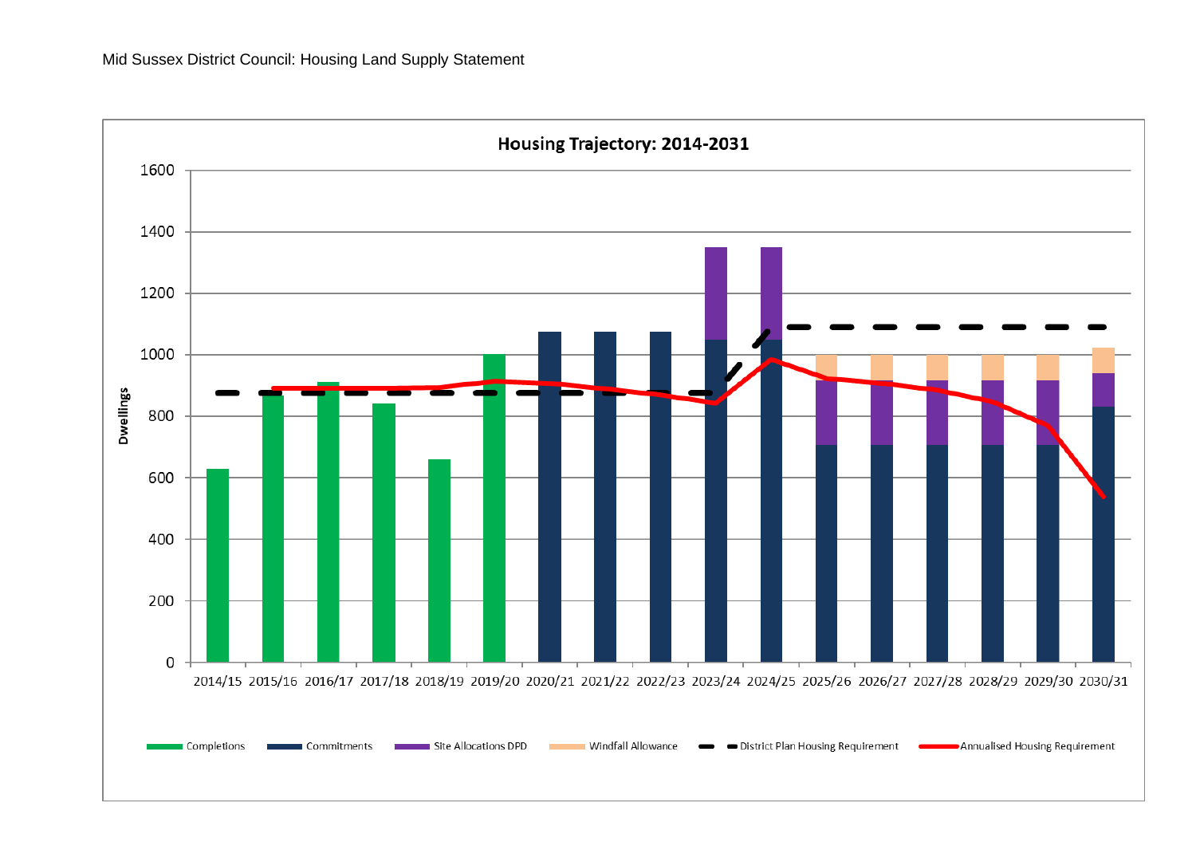Housing Trajectory: 2014-2031

1600
1400
1200
1000
800
600
400
200
0

Dwellings

2014/15 2015/16 2016/17 2017/18 2018/19 2019/20 2020/21 2021/22 2022/23 2023/24 2024/25 2025/26 2026/27 2027/28 2028/29 2029/30 2030/31

Completions
Commitments
Site Allocations DPD
Windfall Allowance
District Plan Housing Requirement
Annualised Housing Requirement